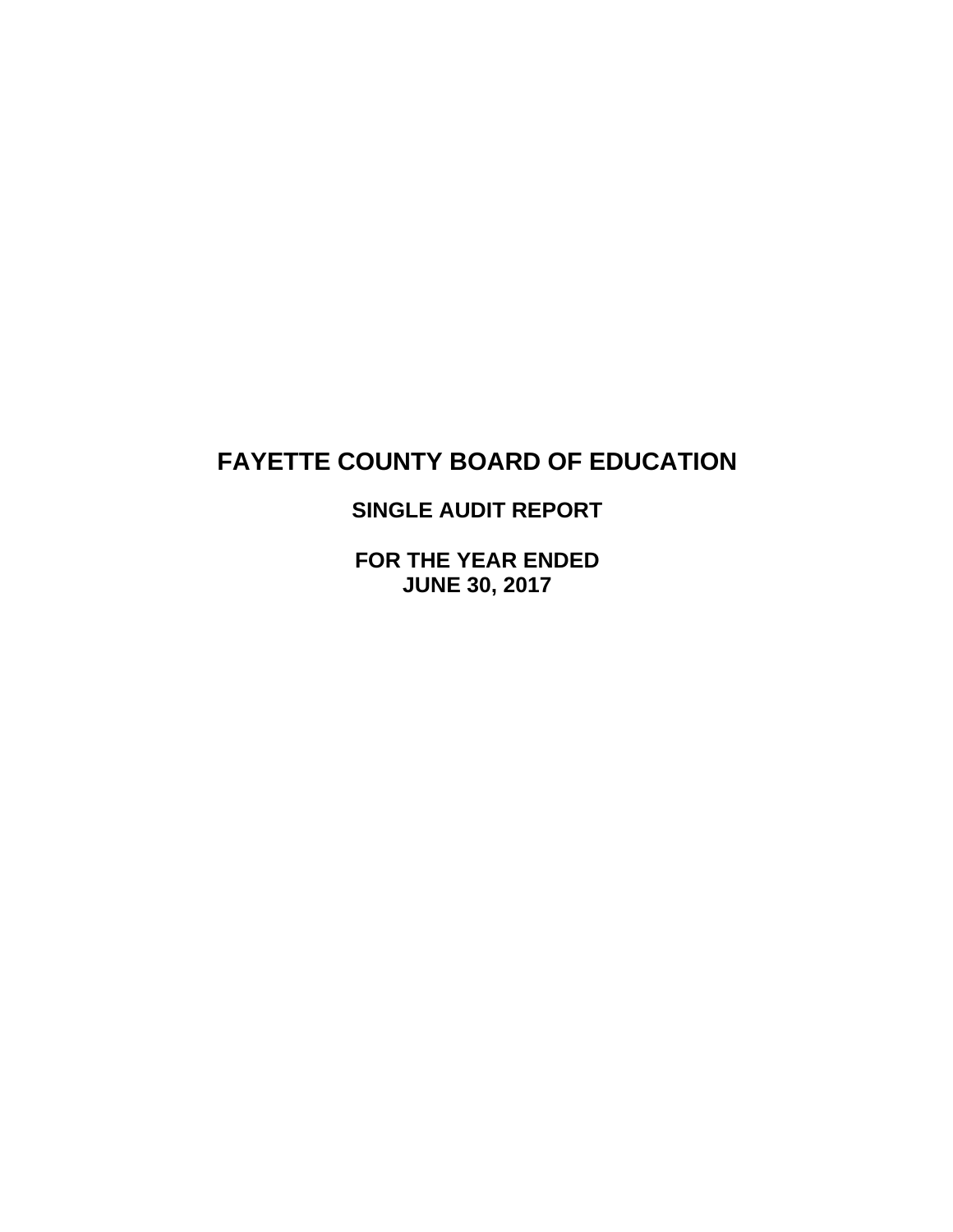# FAYETTE COUNTY BOARD OF EDUCATION

## SINGLE AUDIT REPORT

## FOR THE YEAR ENDED JUNE 30, 2017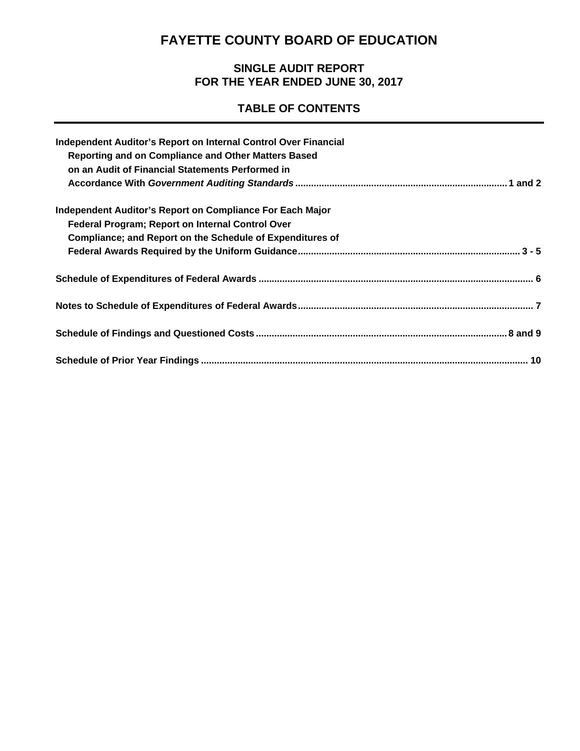# FAYETTE COUNTY BOARD OF EDUCATION

## SINGLE AUDIT REPORT
## FOR THE YEAR ENDED JUNE 30, 2017

## TABLE OF CONTENTS

| | |
|---|---|
| **Independent Auditor's Report on Internal Control Over Financial Reporting and on Compliance and Other Matters Based on an Audit of Financial Statements Performed in Accordance With *Government Auditing Standards*** | **1 and 2** |
| **Independent Auditor's Report on Compliance For Each Major Federal Program; Report on Internal Control Over Compliance; and Report on the Schedule of Expenditures of Federal Awards Required by the Uniform Guidance** | **3 - 5** |
| **Schedule of Expenditures of Federal Awards** | **6** |
| **Notes to Schedule of Expenditures of Federal Awards** | **7** |
| **Schedule of Findings and Questioned Costs** | **8 and 9** |
| **Schedule of Prior Year Findings** | **10** |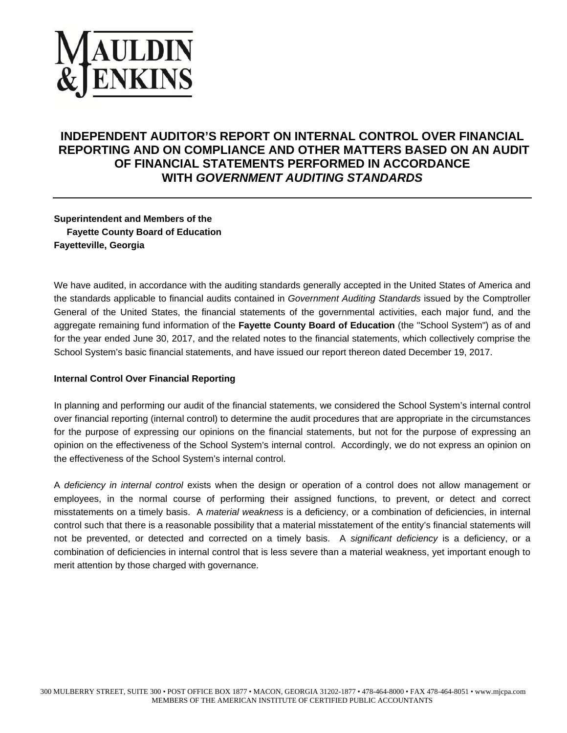# INDEPENDENT AUDITOR'S REPORT ON INTERNAL CONTROL OVER FINANCIAL REPORTING AND ON COMPLIANCE AND OTHER MATTERS BASED ON AN AUDIT OF FINANCIAL STATEMENTS PERFORMED IN ACCORDANCE WITH *GOVERNMENT AUDITING STANDARDS*

**Superintendent and Members of the**
**Fayette County Board of Education**
**Fayetteville, Georgia**

We have audited, in accordance with the auditing standards generally accepted in the United States of America and the standards applicable to financial audits contained in *Government Auditing Standards* issued by the Comptroller General of the United States, the financial statements of the governmental activities, each major fund, and the aggregate remaining fund information of the **Fayette County Board of Education** (the "School System") as of and for the year ended June 30, 2017, and the related notes to the financial statements, which collectively comprise the School System's basic financial statements, and have issued our report thereon dated December 19, 2017.

**Internal Control Over Financial Reporting**

In planning and performing our audit of the financial statements, we considered the School System's internal control over financial reporting (internal control) to determine the audit procedures that are appropriate in the circumstances for the purpose of expressing our opinions on the financial statements, but not for the purpose of expressing an opinion on the effectiveness of the School System's internal control. Accordingly, we do not express an opinion on the effectiveness of the School System's internal control.

A *deficiency in internal control* exists when the design or operation of a control does not allow management or employees, in the normal course of performing their assigned functions, to prevent, or detect and correct misstatements on a timely basis. A *material weakness* is a deficiency, or a combination of deficiencies, in internal control such that there is a reasonable possibility that a material misstatement of the entity's financial statements will not be prevented, or detected and corrected on a timely basis. A *significant deficiency* is a deficiency, or a combination of deficiencies in internal control that is less severe than a material weakness, yet important enough to merit attention by those charged with governance.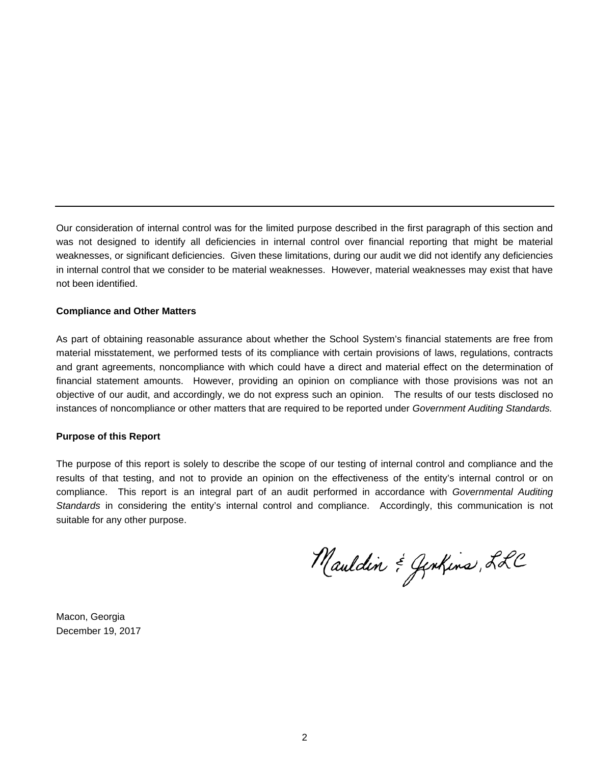Our consideration of internal control was for the limited purpose described in the first paragraph of this section and was not designed to identify all deficiencies in internal control over financial reporting that might be material weaknesses, or significant deficiencies. Given these limitations, during our audit we did not identify any deficiencies in internal control that we consider to be material weaknesses. However, material weaknesses may exist that have not been identified.

**Compliance and Other Matters**

As part of obtaining reasonable assurance about whether the School System's financial statements are free from material misstatement, we performed tests of its compliance with certain provisions of laws, regulations, contracts and grant agreements, noncompliance with which could have a direct and material effect on the determination of financial statement amounts. However, providing an opinion on compliance with those provisions was not an objective of our audit, and accordingly, we do not express such an opinion. The results of our tests disclosed no instances of noncompliance or other matters that are required to be reported under *Government Auditing Standards.*

**Purpose of this Report**

The purpose of this report is solely to describe the scope of our testing of internal control and compliance and the results of that testing, and not to provide an opinion on the effectiveness of the entity's internal control or on compliance. This report is an integral part of an audit performed in accordance with *Governmental Auditing Standards* in considering the entity's internal control and compliance. Accordingly, this communication is not suitable for any other purpose.

Mauldin & Jenkins, LLC

Macon, Georgia
December 19, 2017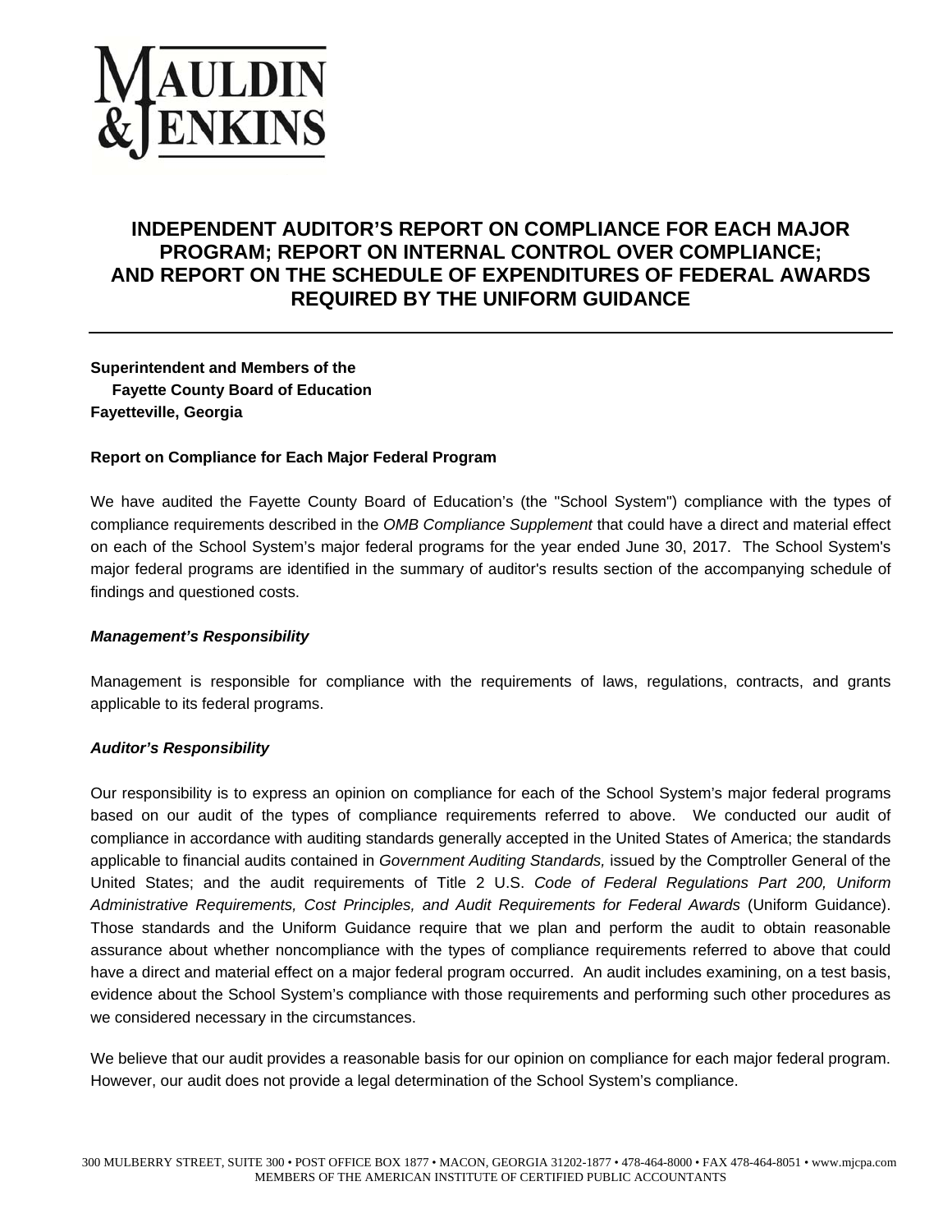MAULDIN & JENKINS

# INDEPENDENT AUDITOR'S REPORT ON COMPLIANCE FOR EACH MAJOR PROGRAM; REPORT ON INTERNAL CONTROL OVER COMPLIANCE; AND REPORT ON THE SCHEDULE OF EXPENDITURES OF FEDERAL AWARDS REQUIRED BY THE UNIFORM GUIDANCE

**Superintendent and Members of the**
**Fayette County Board of Education**
**Fayetteville, Georgia**

**Report on Compliance for Each Major Federal Program**

We have audited the Fayette County Board of Education's (the "School System") compliance with the types of compliance requirements described in the *OMB Compliance Supplement* that could have a direct and material effect on each of the School System's major federal programs for the year ended June 30, 2017. The School System's major federal programs are identified in the summary of auditor's results section of the accompanying schedule of findings and questioned costs.

***Management's Responsibility***

Management is responsible for compliance with the requirements of laws, regulations, contracts, and grants applicable to its federal programs.

***Auditor's Responsibility***

Our responsibility is to express an opinion on compliance for each of the School System's major federal programs based on our audit of the types of compliance requirements referred to above. We conducted our audit of compliance in accordance with auditing standards generally accepted in the United States of America; the standards applicable to financial audits contained in *Government Auditing Standards,* issued by the Comptroller General of the United States; and the audit requirements of Title 2 U.S. *Code of Federal Regulations Part 200, Uniform Administrative Requirements, Cost Principles, and Audit Requirements for Federal Awards* (Uniform Guidance). Those standards and the Uniform Guidance require that we plan and perform the audit to obtain reasonable assurance about whether noncompliance with the types of compliance requirements referred to above that could have a direct and material effect on a major federal program occurred. An audit includes examining, on a test basis, evidence about the School System's compliance with those requirements and performing such other procedures as we considered necessary in the circumstances.

We believe that our audit provides a reasonable basis for our opinion on compliance for each major federal program. However, our audit does not provide a legal determination of the School System's compliance.

300 MULBERRY STREET, SUITE 300 • POST OFFICE BOX 1877 • MACON, GEORGIA 31202-1877 • 478-464-8000 • FAX 478-464-8051 • www.mjcpa.com
MEMBERS OF THE AMERICAN INSTITUTE OF CERTIFIED PUBLIC ACCOUNTANTS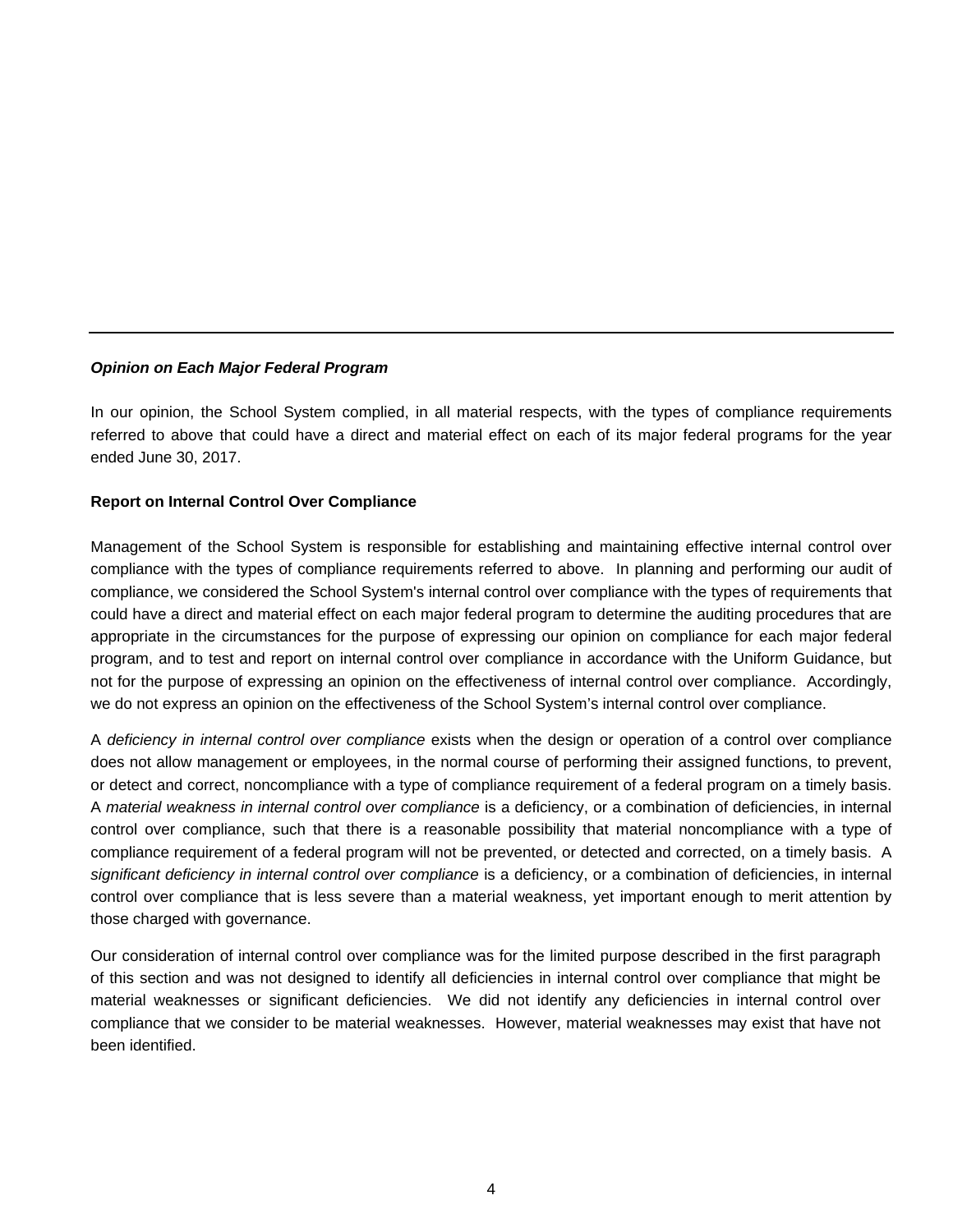---

***Opinion on Each Major Federal Program***

In our opinion, the School System complied, in all material respects, with the types of compliance requirements referred to above that could have a direct and material effect on each of its major federal programs for the year ended June 30, 2017.

**Report on Internal Control Over Compliance**

Management of the School System is responsible for establishing and maintaining effective internal control over compliance with the types of compliance requirements referred to above. In planning and performing our audit of compliance, we considered the School System's internal control over compliance with the types of requirements that could have a direct and material effect on each major federal program to determine the auditing procedures that are appropriate in the circumstances for the purpose of expressing our opinion on compliance for each major federal program, and to test and report on internal control over compliance in accordance with the Uniform Guidance, but not for the purpose of expressing an opinion on the effectiveness of internal control over compliance. Accordingly, we do not express an opinion on the effectiveness of the School System's internal control over compliance.

A *deficiency in internal control over compliance* exists when the design or operation of a control over compliance does not allow management or employees, in the normal course of performing their assigned functions, to prevent, or detect and correct, noncompliance with a type of compliance requirement of a federal program on a timely basis. A *material weakness in internal control over compliance* is a deficiency, or a combination of deficiencies, in internal control over compliance, such that there is a reasonable possibility that material noncompliance with a type of compliance requirement of a federal program will not be prevented, or detected and corrected, on a timely basis. A *significant deficiency in internal control over compliance* is a deficiency, or a combination of deficiencies, in internal control over compliance that is less severe than a material weakness, yet important enough to merit attention by those charged with governance.

Our consideration of internal control over compliance was for the limited purpose described in the first paragraph of this section and was not designed to identify all deficiencies in internal control over compliance that might be material weaknesses or significant deficiencies. We did not identify any deficiencies in internal control over compliance that we consider to be material weaknesses. However, material weaknesses may exist that have not been identified.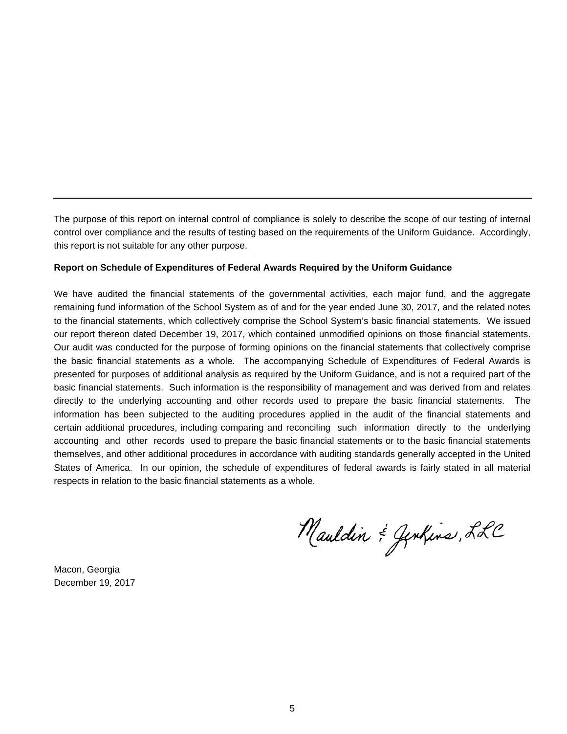---

The purpose of this report on internal control of compliance is solely to describe the scope of our testing of internal control over compliance and the results of testing based on the requirements of the Uniform Guidance. Accordingly, this report is not suitable for any other purpose.

**Report on Schedule of Expenditures of Federal Awards Required by the Uniform Guidance**

We have audited the financial statements of the governmental activities, each major fund, and the aggregate remaining fund information of the School System as of and for the year ended June 30, 2017, and the related notes to the financial statements, which collectively comprise the School System's basic financial statements. We issued our report thereon dated December 19, 2017, which contained unmodified opinions on those financial statements. Our audit was conducted for the purpose of forming opinions on the financial statements that collectively comprise the basic financial statements as a whole. The accompanying Schedule of Expenditures of Federal Awards is presented for purposes of additional analysis as required by the Uniform Guidance, and is not a required part of the basic financial statements. Such information is the responsibility of management and was derived from and relates directly to the underlying accounting and other records used to prepare the basic financial statements. The information has been subjected to the auditing procedures applied in the audit of the financial statements and certain additional procedures, including comparing and reconciling such information directly to the underlying accounting and other records used to prepare the basic financial statements or to the basic financial statements themselves, and other additional procedures in accordance with auditing standards generally accepted in the United States of America. In our opinion, the schedule of expenditures of federal awards is fairly stated in all material respects in relation to the basic financial statements as a whole.

Mauldin & Jenkins, LLC

Macon, Georgia
December 19, 2017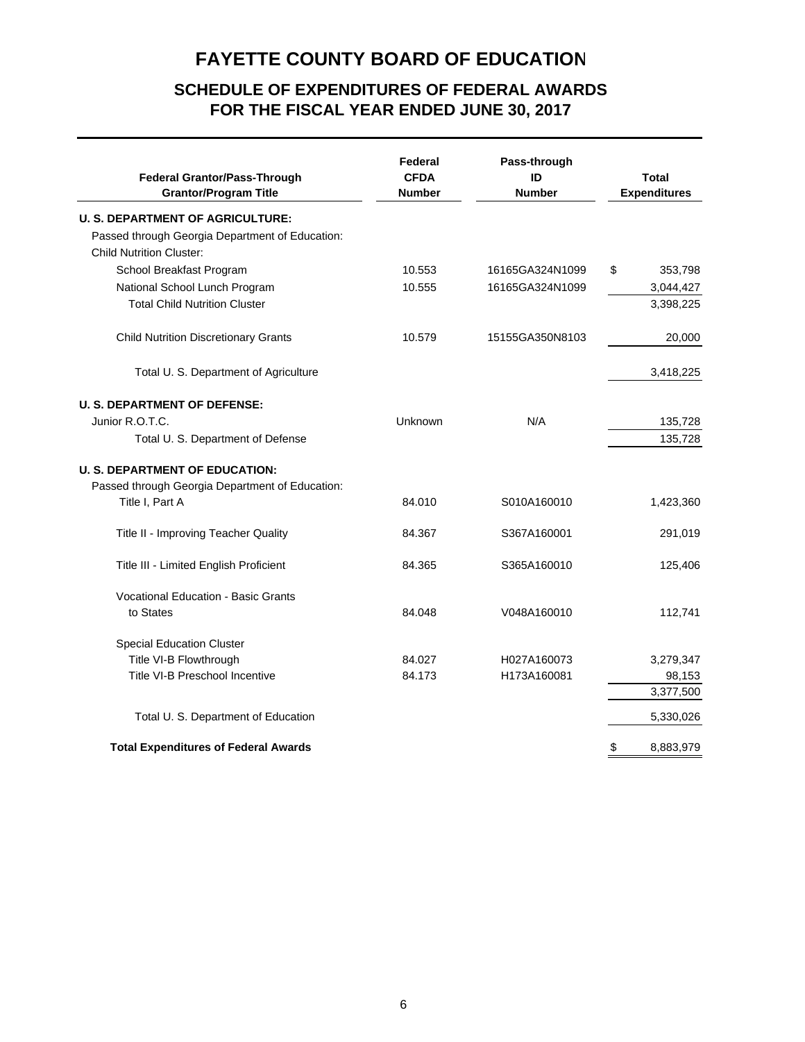# FAYETTE COUNTY BOARD OF EDUCATION

## SCHEDULE OF EXPENDITURES OF FEDERAL AWARDS
## FOR THE FISCAL YEAR ENDED JUNE 30, 2017

| Federal Grantor/Pass-Through Grantor/Program Title | Federal CFDA Number | Pass-through ID Number | Total Expenditures |
|---|---|---|---|
| **U. S. DEPARTMENT OF AGRICULTURE:** | | | |
| Passed through Georgia Department of Education: | | | |
| Child Nutrition Cluster: | | | |
| School Breakfast Program | 10.553 | 16165GA324N1099 | $ 353,798 |
| National School Lunch Program | 10.555 | 16165GA324N1099 | 3,044,427 |
| Total Child Nutrition Cluster | | | 3,398,225 |
| Child Nutrition Discretionary Grants | 10.579 | 15155GA350N8103 | 20,000 |
| Total U. S. Department of Agriculture | | | 3,418,225 |
| **U. S. DEPARTMENT OF DEFENSE:** | | | |
| Junior R.O.T.C. | Unknown | N/A | 135,728 |
| Total U. S. Department of Defense | | | 135,728 |
| **U. S. DEPARTMENT OF EDUCATION:** | | | |
| Passed through Georgia Department of Education: | | | |
| Title I, Part A | 84.010 | S010A160010 | 1,423,360 |
| Title II - Improving Teacher Quality | 84.367 | S367A160001 | 291,019 |
| Title III - Limited English Proficient | 84.365 | S365A160010 | 125,406 |
| Vocational Education - Basic Grants to States | 84.048 | V048A160010 | 112,741 |
| Special Education Cluster | | | |
| Title VI-B Flowthrough | 84.027 | H027A160073 | 3,279,347 |
| Title VI-B Preschool Incentive | 84.173 | H173A160081 | 98,153 |
| | | | 3,377,500 |
| Total U. S. Department of Education | | | 5,330,026 |
| **Total Expenditures of Federal Awards** | | | $ 8,883,979 |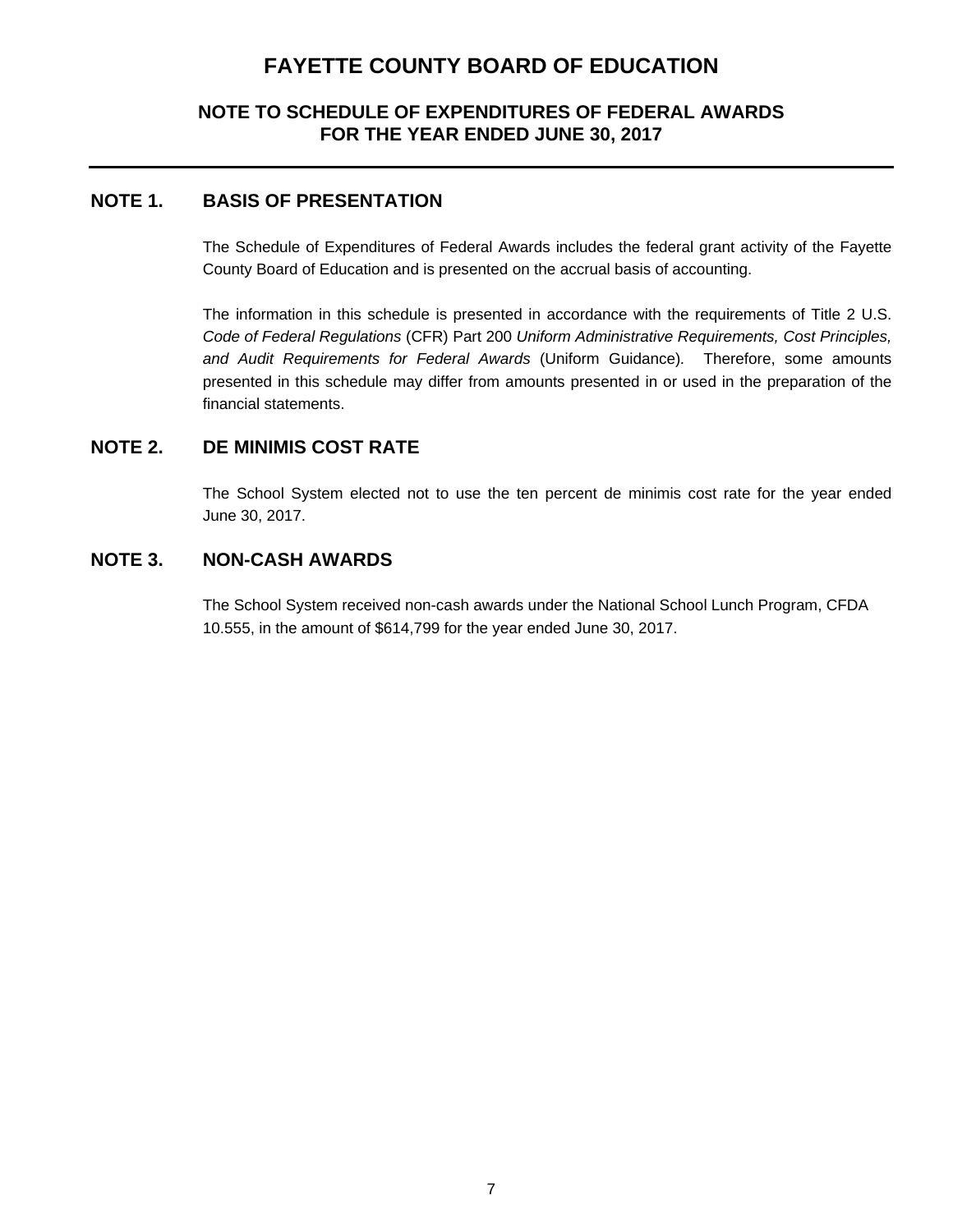# FAYETTE COUNTY BOARD OF EDUCATION

## NOTE TO SCHEDULE OF EXPENDITURES OF FEDERAL AWARDS
## FOR THE YEAR ENDED JUNE 30, 2017

### NOTE 1. BASIS OF PRESENTATION

The Schedule of Expenditures of Federal Awards includes the federal grant activity of the Fayette County Board of Education and is presented on the accrual basis of accounting.

The information in this schedule is presented in accordance with the requirements of Title 2 U.S. *Code of Federal Regulations* (CFR) Part 200 *Uniform Administrative Requirements, Cost Principles, and Audit Requirements for Federal Awards* (Uniform Guidance). Therefore, some amounts presented in this schedule may differ from amounts presented in or used in the preparation of the financial statements.

### NOTE 2. DE MINIMIS COST RATE

The School System elected not to use the ten percent de minimis cost rate for the year ended June 30, 2017.

### NOTE 3. NON-CASH AWARDS

The School System received non-cash awards under the National School Lunch Program, CFDA 10.555, in the amount of $614,799 for the year ended June 30, 2017.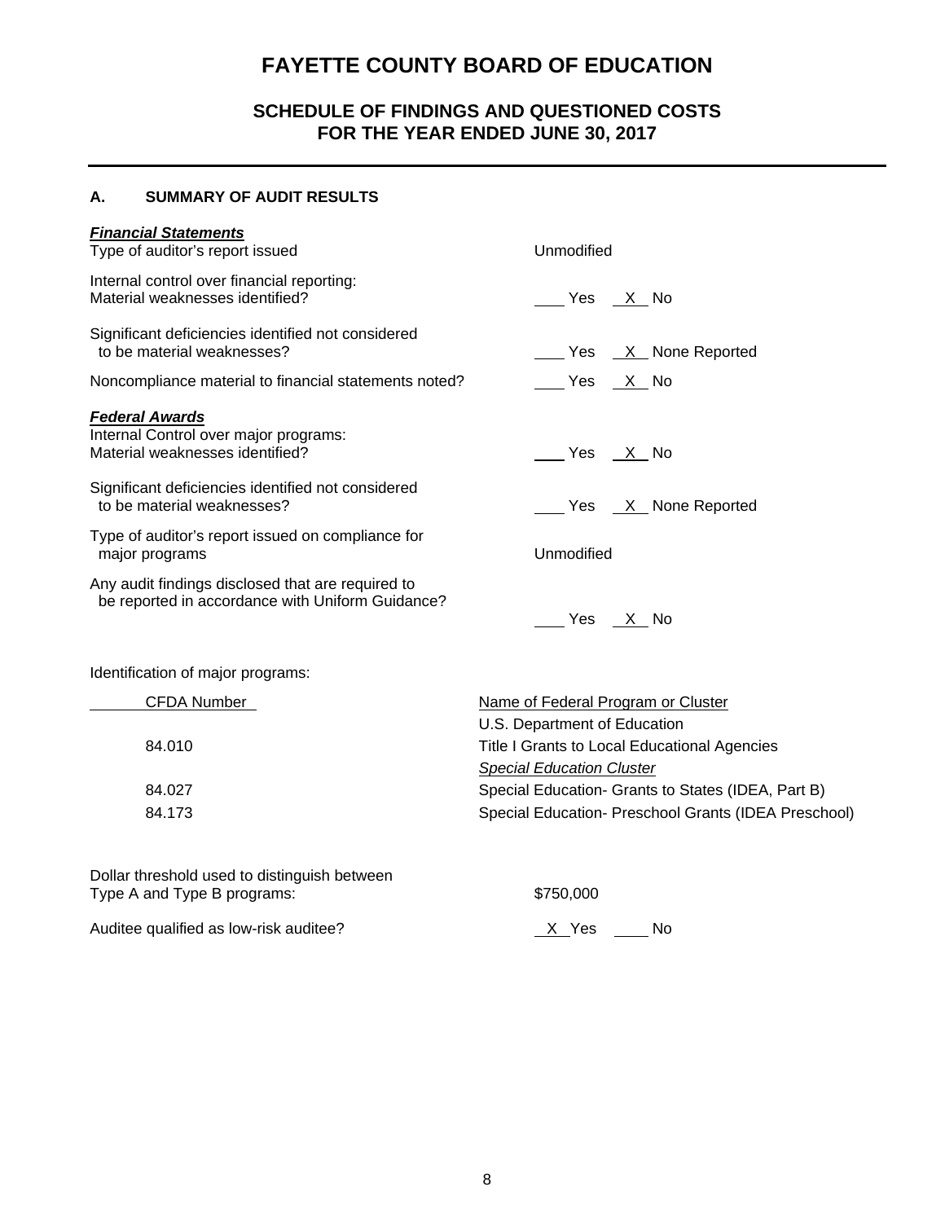# FAYETTE COUNTY BOARD OF EDUCATION

## SCHEDULE OF FINDINGS AND QUESTIONED COSTS FOR THE YEAR ENDED JUNE 30, 2017

### A. SUMMARY OF AUDIT RESULTS

***Financial Statements***

| | |
|---|---|
| Type of auditor's report issued | Unmodified |
| Internal control over financial reporting: Material weaknesses identified? | ___ Yes _X_ No |
| Significant deficiencies identified not considered to be material weaknesses? | ___ Yes _X_ None Reported |
| Noncompliance material to financial statements noted? | ___ Yes _X_ No |

***Federal Awards***

| | |
|---|---|
| Internal Control over major programs: Material weaknesses identified? | ___ Yes _X_ No |
| Significant deficiencies identified not considered to be material weaknesses? | ___ Yes _X_ None Reported |
| Type of auditor's report issued on compliance for major programs | Unmodified |
| Any audit findings disclosed that are required to be reported in accordance with Uniform Guidance? | ___ Yes _X_ No |

Identification of major programs:

| CFDA Number | Name of Federal Program or Cluster |
|---|---|
| | U.S. Department of Education |
| 84.010 | Title I Grants to Local Educational Agencies |
| | *Special Education Cluster* |
| 84.027 | Special Education- Grants to States (IDEA, Part B) |
| 84.173 | Special Education- Preschool Grants (IDEA Preschool) |

| | |
|---|---|
| Dollar threshold used to distinguish between Type A and Type B programs: | $750,000 |
| Auditee qualified as low-risk auditee? | _X_ Yes ___ No |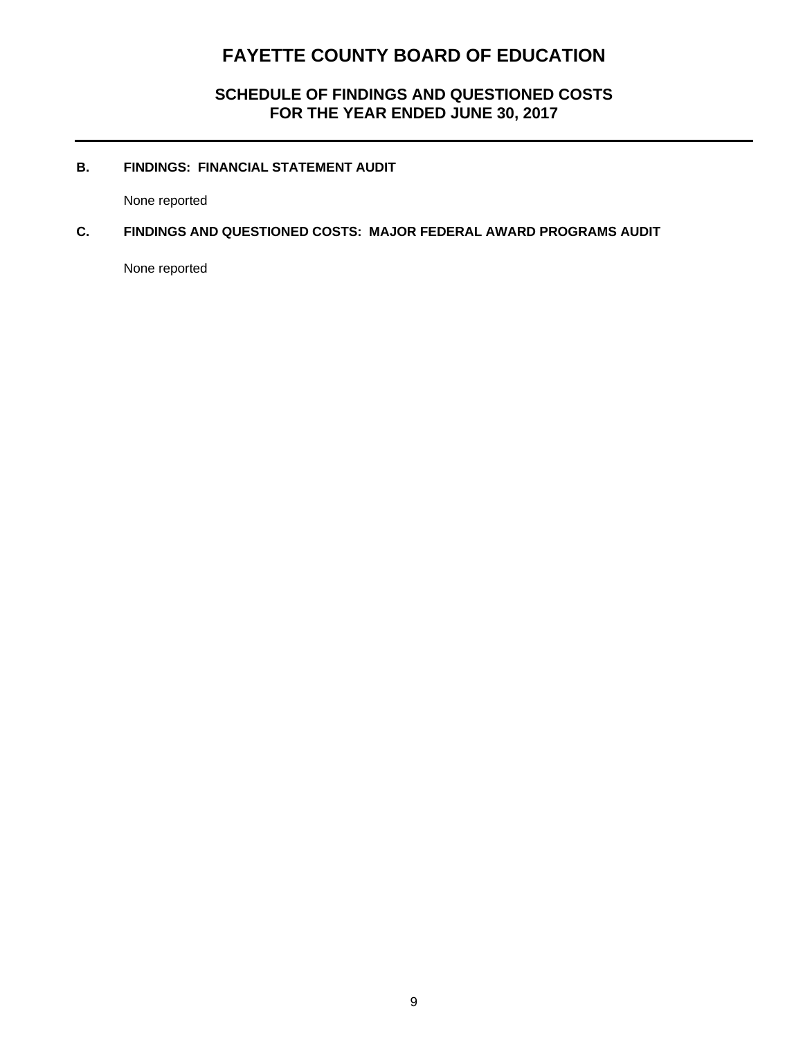# FAYETTE COUNTY BOARD OF EDUCATION

## SCHEDULE OF FINDINGS AND QUESTIONED COSTS
## FOR THE YEAR ENDED JUNE 30, 2017

---

### B. FINDINGS: FINANCIAL STATEMENT AUDIT

None reported

### C. FINDINGS AND QUESTIONED COSTS: MAJOR FEDERAL AWARD PROGRAMS AUDIT

None reported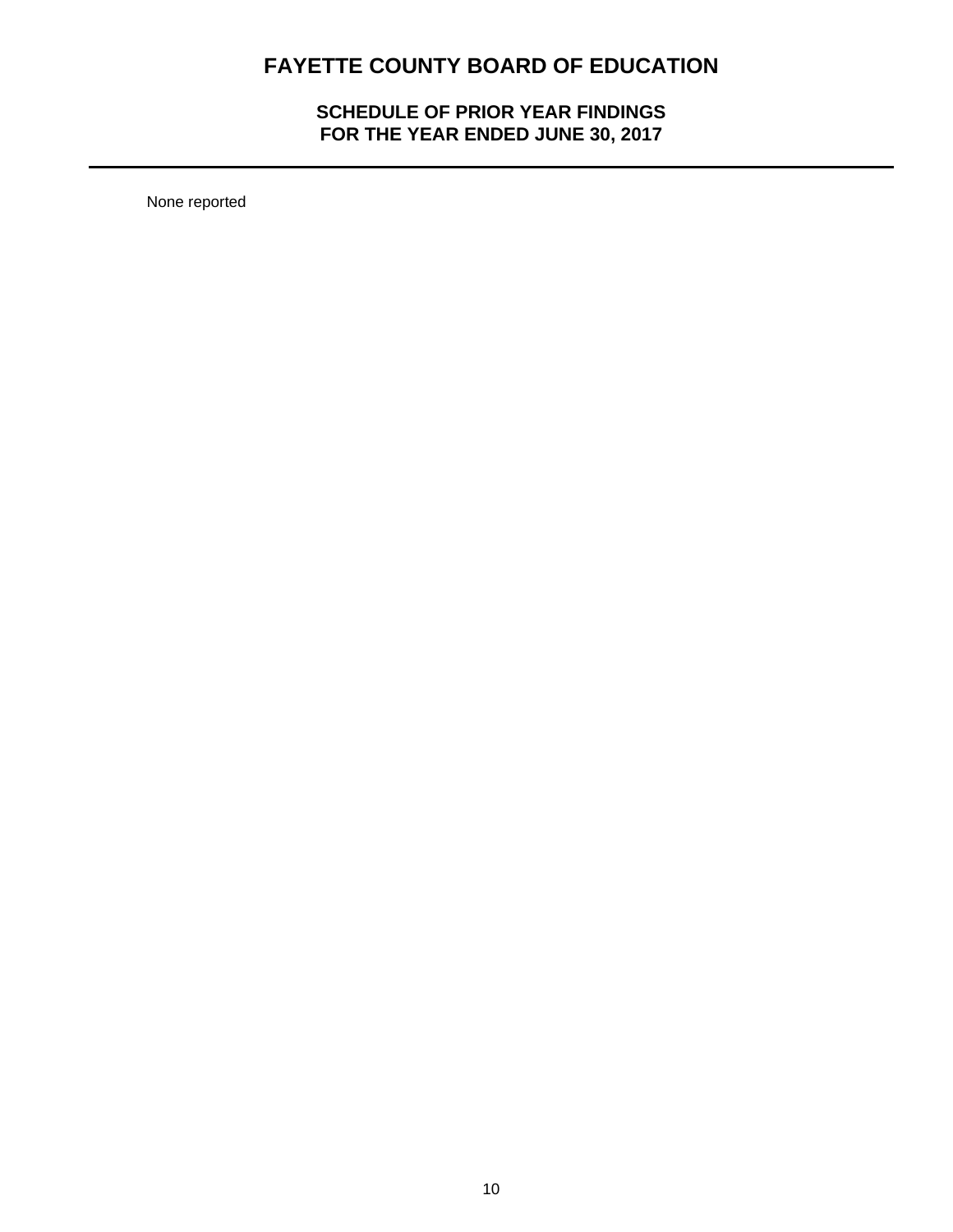# FAYETTE COUNTY BOARD OF EDUCATION

## SCHEDULE OF PRIOR YEAR FINDINGS
## FOR THE YEAR ENDED JUNE 30, 2017

None reported